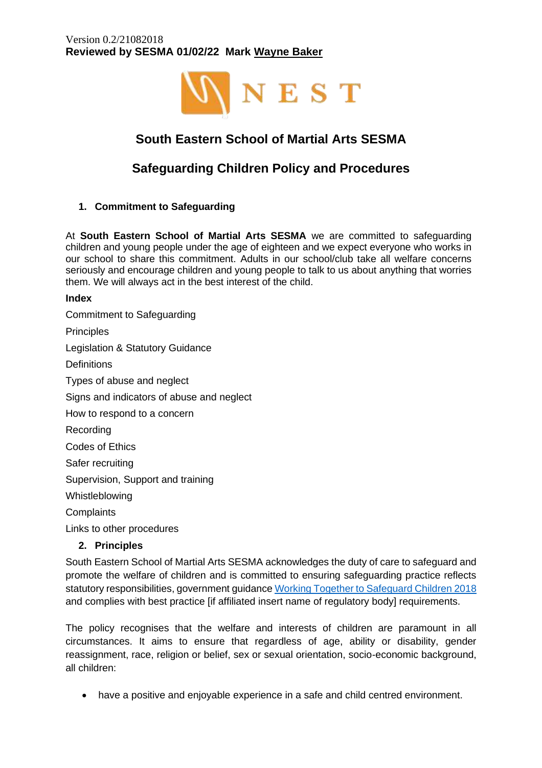Version 0.2/21082018

**Reviewed by SESMA 01/02/22 Mark Wayne Baker**

NEST

# South Eastern School of Martial Arts SESMA

# Safeguarding Children Policy and Procedures

## 1. Commitment to Safeguarding

At **South Eastern School of Martial Arts SESMA** we are committed to safeguarding children and young people under the age of eighteen and we expect everyone who works in our school to share this commitment. Adults in our school/club take all welfare concerns seriously and encourage children and young people to talk to us about anything that worries them. We will always act in the best interest of the child.

**Index**

Commitment to Safeguarding

Principles

Legislation & Statutory Guidance

Definitions

Types of abuse and neglect

Signs and indicators of abuse and neglect

How to respond to a concern

Recording

Codes of Ethics

Safer recruiting

Supervision, Support and training

Whistleblowing

Complaints

Links to other procedures

## 2. Principles

South Eastern School of Martial Arts SESMA acknowledges the duty of care to safeguard and promote the welfare of children and is committed to ensuring safeguarding practice reflects statutory responsibilities, government guidance Working Together to Safeguard Children 2018 and complies with best practice [if affiliated insert name of regulatory body] requirements.

The policy recognises that the welfare and interests of children are paramount in all circumstances. It aims to ensure that regardless of age, ability or disability, gender reassignment, race, religion or belief, sex or sexual orientation, socio-economic background, all children:

- have a positive and enjoyable experience in a safe and child centred environment.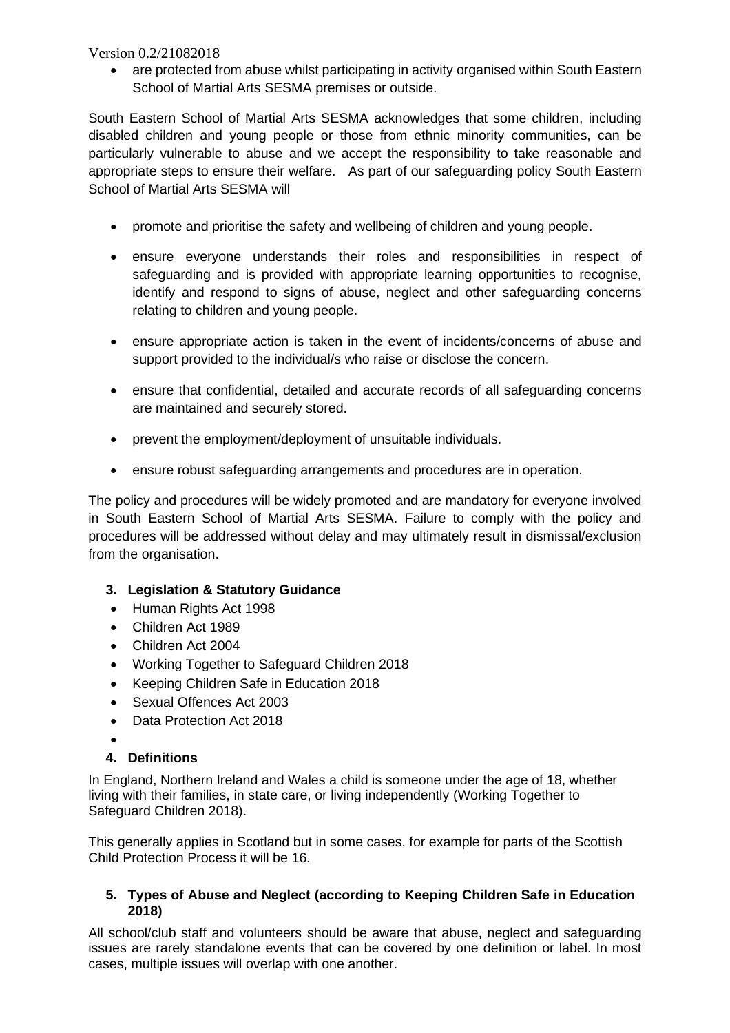- are protected from abuse whilst participating in activity organised within South Eastern School of Martial Arts SESMA premises or outside.

South Eastern School of Martial Arts SESMA acknowledges that some children, including disabled children and young people or those from ethnic minority communities, can be particularly vulnerable to abuse and we accept the responsibility to take reasonable and appropriate steps to ensure their welfare. As part of our safeguarding policy South Eastern School of Martial Arts SESMA will

- promote and prioritise the safety and wellbeing of children and young people.
- ensure everyone understands their roles and responsibilities in respect of safeguarding and is provided with appropriate learning opportunities to recognise, identify and respond to signs of abuse, neglect and other safeguarding concerns relating to children and young people.
- ensure appropriate action is taken in the event of incidents/concerns of abuse and support provided to the individual/s who raise or disclose the concern.
- ensure that confidential, detailed and accurate records of all safeguarding concerns are maintained and securely stored.
- prevent the employment/deployment of unsuitable individuals.
- ensure robust safeguarding arrangements and procedures are in operation.

The policy and procedures will be widely promoted and are mandatory for everyone involved in South Eastern School of Martial Arts SESMA. Failure to comply with the policy and procedures will be addressed without delay and may ultimately result in dismissal/exclusion from the organisation.

## 3. Legislation & Statutory Guidance

- Human Rights Act 1998
- Children Act 1989
- Children Act 2004
- Working Together to Safeguard Children 2018
- Keeping Children Safe in Education 2018
- Sexual Offences Act 2003
- Data Protection Act 2018

## 4. Definitions

In England, Northern Ireland and Wales a child is someone under the age of 18, whether living with their families, in state care, or living independently (Working Together to Safeguard Children 2018).

This generally applies in Scotland but in some cases, for example for parts of the Scottish Child Protection Process it will be 16.

## 5. Types of Abuse and Neglect (according to Keeping Children Safe in Education 2018)

All school/club staff and volunteers should be aware that abuse, neglect and safeguarding issues are rarely standalone events that can be covered by one definition or label. In most cases, multiple issues will overlap with one another.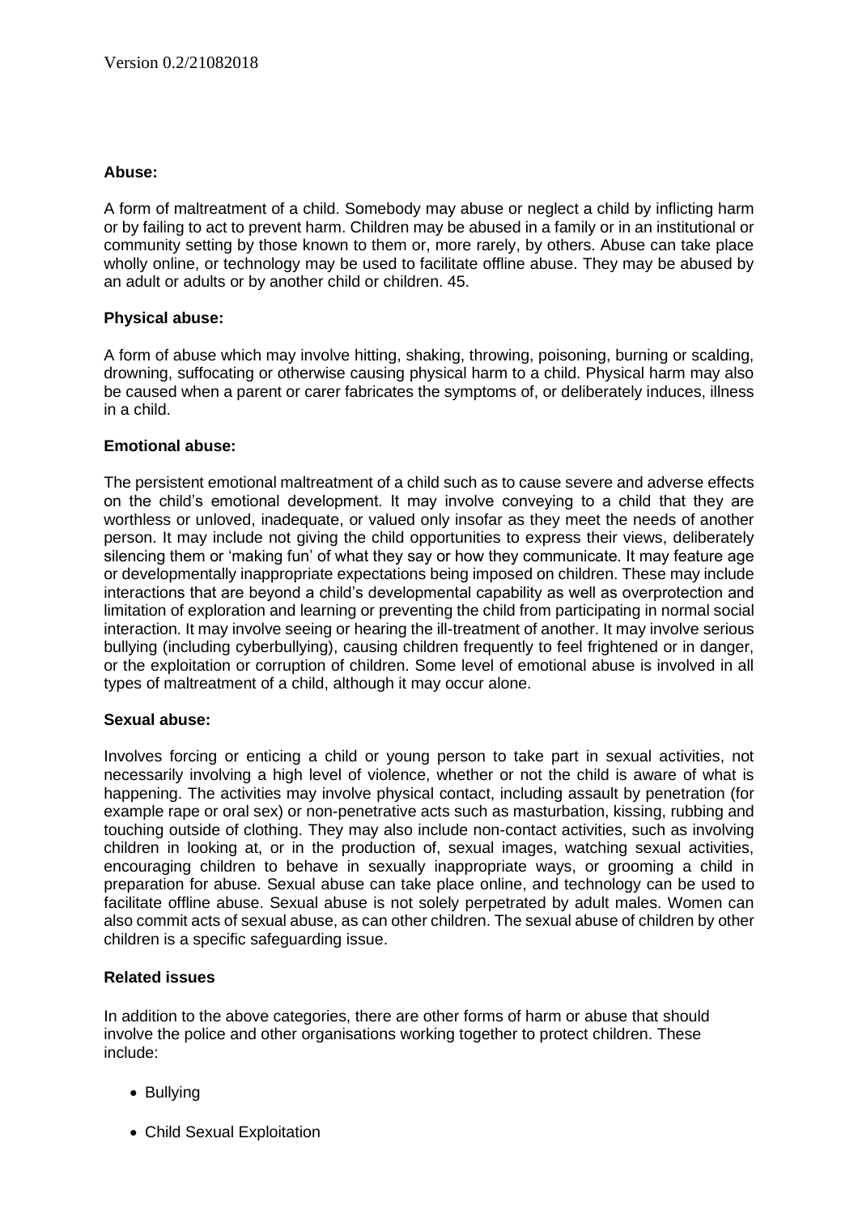**Abuse:**

A form of maltreatment of a child. Somebody may abuse or neglect a child by inflicting harm or by failing to act to prevent harm. Children may be abused in a family or in an institutional or community setting by those known to them or, more rarely, by others. Abuse can take place wholly online, or technology may be used to facilitate offline abuse. They may be abused by an adult or adults or by another child or children. 45.

**Physical abuse:**

A form of abuse which may involve hitting, shaking, throwing, poisoning, burning or scalding, drowning, suffocating or otherwise causing physical harm to a child. Physical harm may also be caused when a parent or carer fabricates the symptoms of, or deliberately induces, illness in a child.

**Emotional abuse:**

The persistent emotional maltreatment of a child such as to cause severe and adverse effects on the child's emotional development. It may involve conveying to a child that they are worthless or unloved, inadequate, or valued only insofar as they meet the needs of another person. It may include not giving the child opportunities to express their views, deliberately silencing them or 'making fun' of what they say or how they communicate. It may feature age or developmentally inappropriate expectations being imposed on children. These may include interactions that are beyond a child's developmental capability as well as overprotection and limitation of exploration and learning or preventing the child from participating in normal social interaction. It may involve seeing or hearing the ill-treatment of another. It may involve serious bullying (including cyberbullying), causing children frequently to feel frightened or in danger, or the exploitation or corruption of children. Some level of emotional abuse is involved in all types of maltreatment of a child, although it may occur alone.

**Sexual abuse:**

Involves forcing or enticing a child or young person to take part in sexual activities, not necessarily involving a high level of violence, whether or not the child is aware of what is happening. The activities may involve physical contact, including assault by penetration (for example rape or oral sex) or non-penetrative acts such as masturbation, kissing, rubbing and touching outside of clothing. They may also include non-contact activities, such as involving children in looking at, or in the production of, sexual images, watching sexual activities, encouraging children to behave in sexually inappropriate ways, or grooming a child in preparation for abuse. Sexual abuse can take place online, and technology can be used to facilitate offline abuse. Sexual abuse is not solely perpetrated by adult males. Women can also commit acts of sexual abuse, as can other children. The sexual abuse of children by other children is a specific safeguarding issue.

**Related issues**

In addition to the above categories, there are other forms of harm or abuse that should involve the police and other organisations working together to protect children. These include:

- Bullying
- Child Sexual Exploitation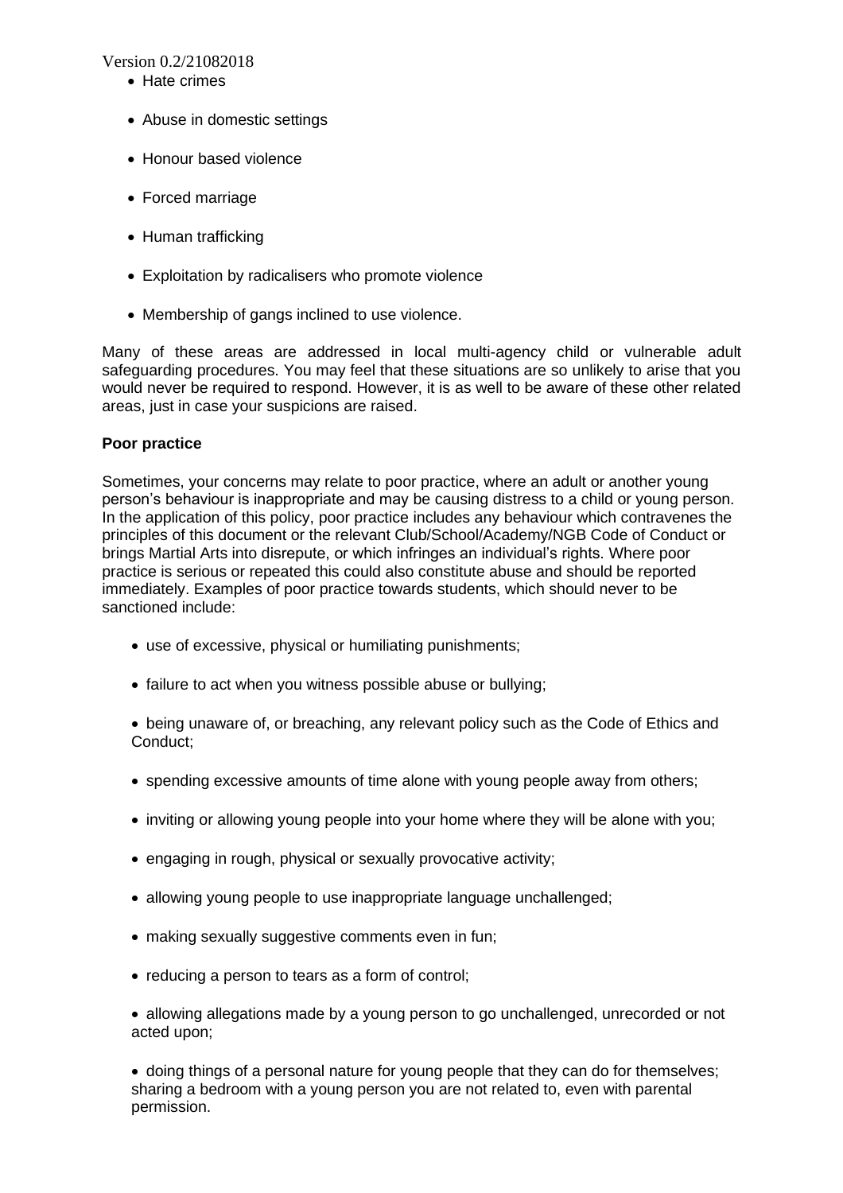- Hate crimes
- Abuse in domestic settings
- Honour based violence
- Forced marriage
- Human trafficking
- Exploitation by radicalisers who promote violence
- Membership of gangs inclined to use violence.

Many of these areas are addressed in local multi-agency child or vulnerable adult safeguarding procedures. You may feel that these situations are so unlikely to arise that you would never be required to respond. However, it is as well to be aware of these other related areas, just in case your suspicions are raised.

**Poor practice**

Sometimes, your concerns may relate to poor practice, where an adult or another young person's behaviour is inappropriate and may be causing distress to a child or young person. In the application of this policy, poor practice includes any behaviour which contravenes the principles of this document or the relevant Club/School/Academy/NGB Code of Conduct or brings Martial Arts into disrepute, or which infringes an individual's rights. Where poor practice is serious or repeated this could also constitute abuse and should be reported immediately. Examples of poor practice towards students, which should never to be sanctioned include:

- use of excessive, physical or humiliating punishments;
- failure to act when you witness possible abuse or bullying;
- being unaware of, or breaching, any relevant policy such as the Code of Ethics and Conduct;
- spending excessive amounts of time alone with young people away from others;
- inviting or allowing young people into your home where they will be alone with you;
- engaging in rough, physical or sexually provocative activity;
- allowing young people to use inappropriate language unchallenged;
- making sexually suggestive comments even in fun;
- reducing a person to tears as a form of control;
- allowing allegations made by a young person to go unchallenged, unrecorded or not acted upon;
- doing things of a personal nature for young people that they can do for themselves; sharing a bedroom with a young person you are not related to, even with parental permission.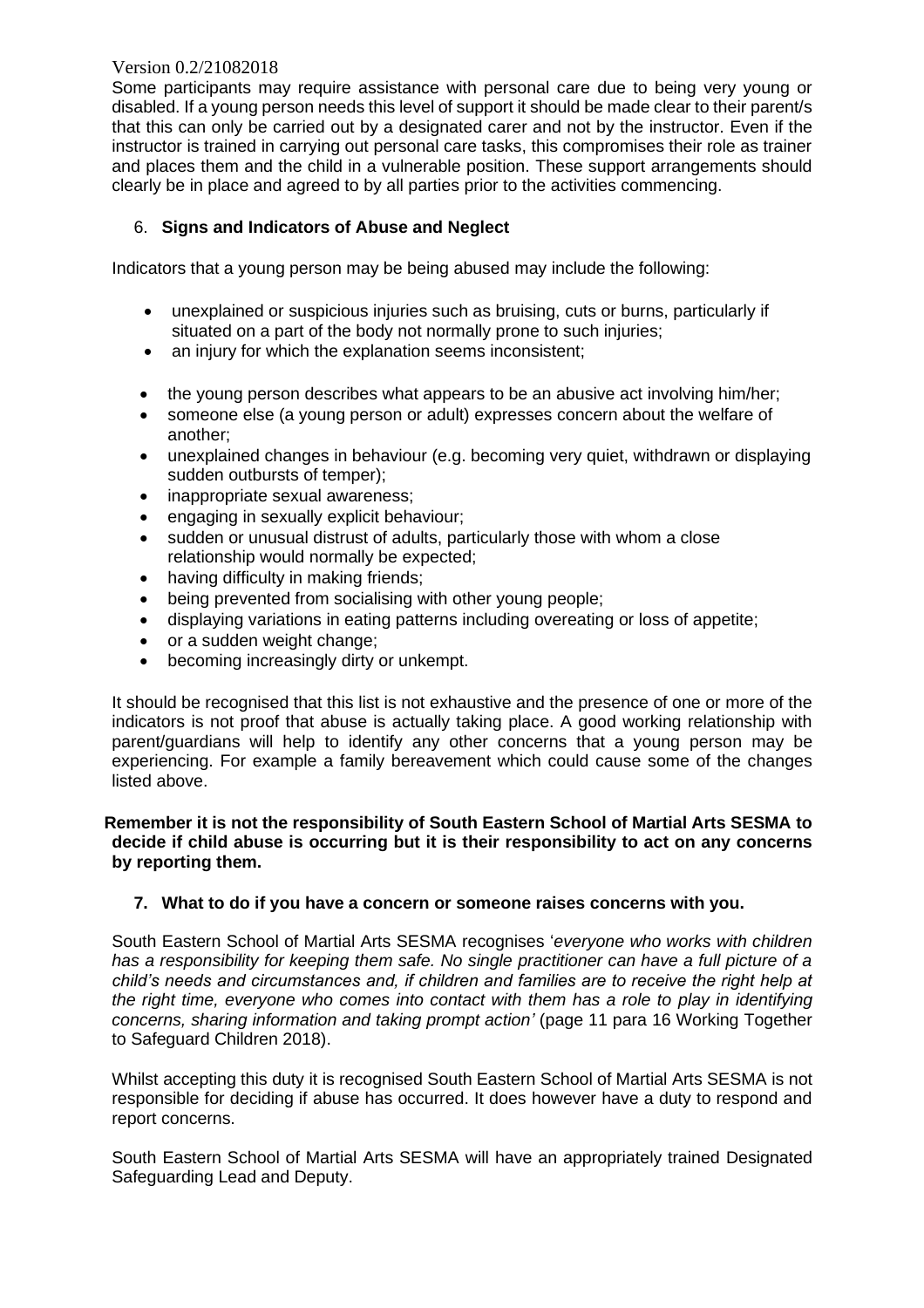Some participants may require assistance with personal care due to being very young or disabled. If a young person needs this level of support it should be made clear to their parent/s that this can only be carried out by a designated carer and not by the instructor. Even if the instructor is trained in carrying out personal care tasks, this compromises their role as trainer and places them and the child in a vulnerable position. These support arrangements should clearly be in place and agreed to by all parties prior to the activities commencing.

## 6. **Signs and Indicators of Abuse and Neglect**

Indicators that a young person may be being abused may include the following:

- unexplained or suspicious injuries such as bruising, cuts or burns, particularly if situated on a part of the body not normally prone to such injuries;
- an injury for which the explanation seems inconsistent;
- the young person describes what appears to be an abusive act involving him/her;
- someone else (a young person or adult) expresses concern about the welfare of another;
- unexplained changes in behaviour (e.g. becoming very quiet, withdrawn or displaying sudden outbursts of temper);
- inappropriate sexual awareness;
- engaging in sexually explicit behaviour;
- sudden or unusual distrust of adults, particularly those with whom a close relationship would normally be expected;
- having difficulty in making friends;
- being prevented from socialising with other young people;
- displaying variations in eating patterns including overeating or loss of appetite;
- or a sudden weight change;
- becoming increasingly dirty or unkempt.

It should be recognised that this list is not exhaustive and the presence of one or more of the indicators is not proof that abuse is actually taking place. A good working relationship with parent/guardians will help to identify any other concerns that a young person may be experiencing. For example a family bereavement which could cause some of the changes listed above.

**Remember it is not the responsibility of South Eastern School of Martial Arts SESMA to decide if child abuse is occurring but it is their responsibility to act on any concerns by reporting them.**

## 7. **What to do if you have a concern or someone raises concerns with you.**

South Eastern School of Martial Arts SESMA recognises '*everyone who works with children has a responsibility for keeping them safe. No single practitioner can have a full picture of a child's needs and circumstances and, if children and families are to receive the right help at the right time, everyone who comes into contact with them has a role to play in identifying concerns, sharing information and taking prompt action'* (page 11 para 16 Working Together to Safeguard Children 2018).

Whilst accepting this duty it is recognised South Eastern School of Martial Arts SESMA is not responsible for deciding if abuse has occurred. It does however have a duty to respond and report concerns.

South Eastern School of Martial Arts SESMA will have an appropriately trained Designated Safeguarding Lead and Deputy.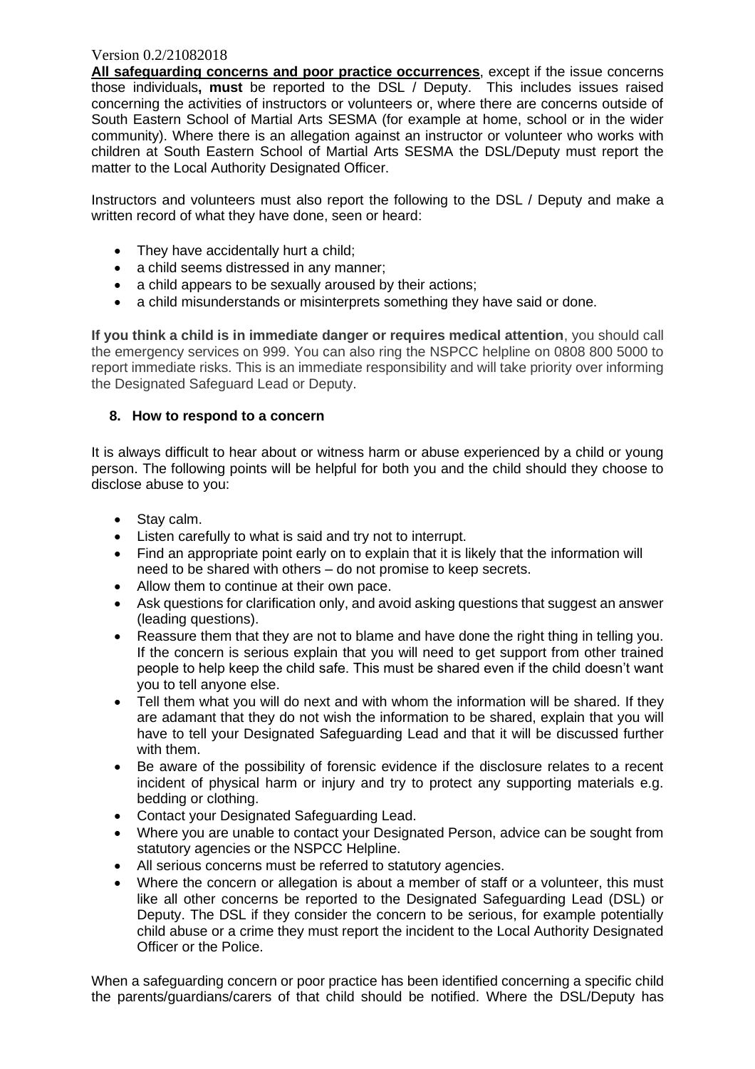**All safeguarding concerns and poor practice occurrences**, except if the issue concerns those individuals**, must** be reported to the DSL / Deputy. This includes issues raised concerning the activities of instructors or volunteers or, where there are concerns outside of South Eastern School of Martial Arts SESMA (for example at home, school or in the wider community). Where there is an allegation against an instructor or volunteer who works with children at South Eastern School of Martial Arts SESMA the DSL/Deputy must report the matter to the Local Authority Designated Officer.

Instructors and volunteers must also report the following to the DSL / Deputy and make a written record of what they have done, seen or heard:

- They have accidentally hurt a child;
- a child seems distressed in any manner;
- a child appears to be sexually aroused by their actions;
- a child misunderstands or misinterprets something they have said or done.

**If you think a child is in immediate danger or requires medical attention**, you should call the emergency services on 999. You can also ring the NSPCC helpline on 0808 800 5000 to report immediate risks. This is an immediate responsibility and will take priority over informing the Designated Safeguard Lead or Deputy.

## 8. How to respond to a concern

It is always difficult to hear about or witness harm or abuse experienced by a child or young person. The following points will be helpful for both you and the child should they choose to disclose abuse to you:

- Stay calm.
- Listen carefully to what is said and try not to interrupt.
- Find an appropriate point early on to explain that it is likely that the information will need to be shared with others – do not promise to keep secrets.
- Allow them to continue at their own pace.
- Ask questions for clarification only, and avoid asking questions that suggest an answer (leading questions).
- Reassure them that they are not to blame and have done the right thing in telling you. If the concern is serious explain that you will need to get support from other trained people to help keep the child safe. This must be shared even if the child doesn't want you to tell anyone else.
- Tell them what you will do next and with whom the information will be shared. If they are adamant that they do not wish the information to be shared, explain that you will have to tell your Designated Safeguarding Lead and that it will be discussed further with them.
- Be aware of the possibility of forensic evidence if the disclosure relates to a recent incident of physical harm or injury and try to protect any supporting materials e.g. bedding or clothing.
- Contact your Designated Safeguarding Lead.
- Where you are unable to contact your Designated Person, advice can be sought from statutory agencies or the NSPCC Helpline.
- All serious concerns must be referred to statutory agencies.
- Where the concern or allegation is about a member of staff or a volunteer, this must like all other concerns be reported to the Designated Safeguarding Lead (DSL) or Deputy. The DSL if they consider the concern to be serious, for example potentially child abuse or a crime they must report the incident to the Local Authority Designated Officer or the Police.

When a safeguarding concern or poor practice has been identified concerning a specific child the parents/guardians/carers of that child should be notified. Where the DSL/Deputy has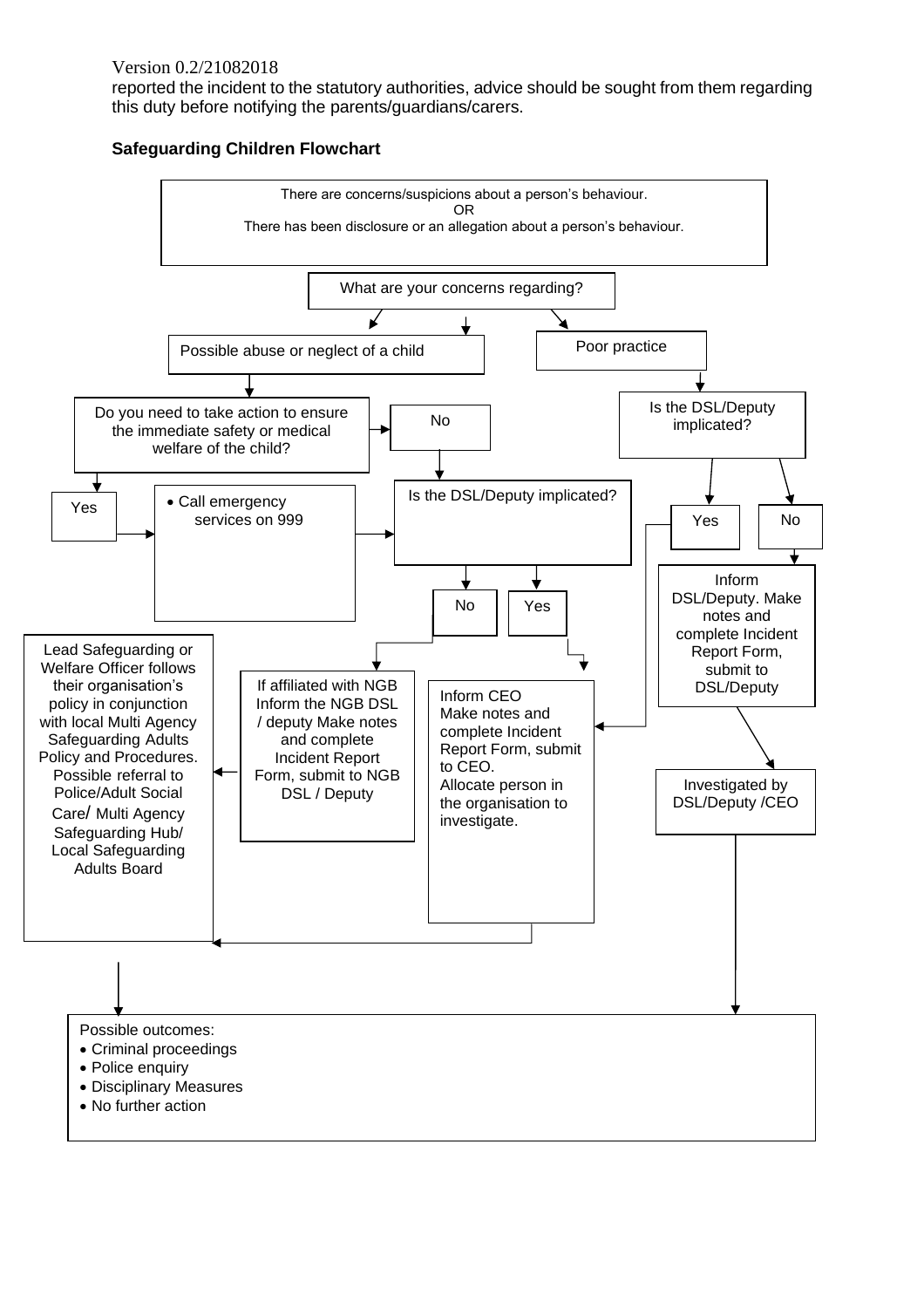Version 0.2/21082018

reported the incident to the statutory authorities, advice should be sought from them regarding this duty before notifying the parents/guardians/carers.

**Safeguarding Children Flowchart**

There are concerns/suspicions about a person's behaviour.
OR
There has been disclosure or an allegation about a person's behaviour.

What are your concerns regarding?

Possible abuse or neglect of a child

Poor practice

Do you need to take action to ensure the immediate safety or medical welfare of the child?

No

Is the DSL/Deputy implicated?

Yes

- Call emergency services on 999

Is the DSL/Deputy implicated?

Yes

No

No

Yes

Inform DSL/Deputy. Make notes and complete Incident Report Form, submit to DSL/Deputy

Lead Safeguarding or Welfare Officer follows their organisation's policy in conjunction with local Multi Agency Safeguarding Adults Policy and Procedures. Possible referral to Police/Adult Social Care/ Multi Agency Safeguarding Hub/ Local Safeguarding Adults Board

If affiliated with NGB Inform the NGB DSL / deputy Make notes and complete Incident Report Form, submit to NGB DSL / Deputy

Inform CEO
Make notes and complete Incident Report Form, submit to CEO.
Allocate person in the organisation to investigate.

Investigated by DSL/Deputy /CEO

Possible outcomes:

- Criminal proceedings
- Police enquiry
- Disciplinary Measures
- No further action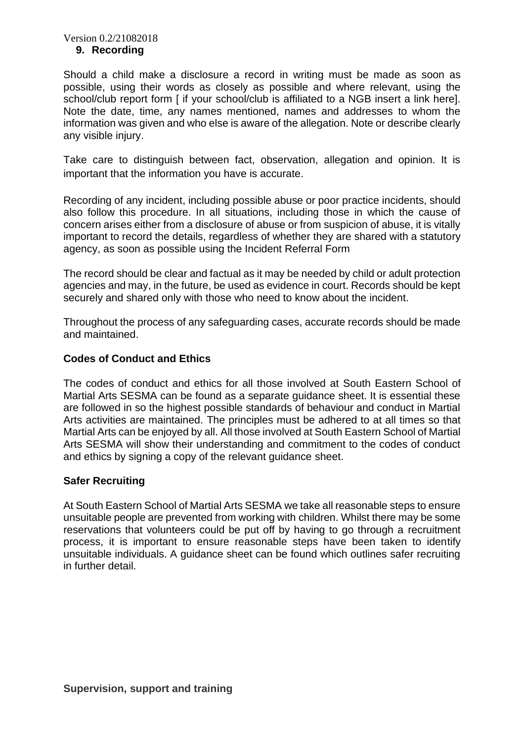## 9. Recording

Should a child make a disclosure a record in writing must be made as soon as possible, using their words as closely as possible and where relevant, using the school/club report form [ if your school/club is affiliated to a NGB insert a link here]. Note the date, time, any names mentioned, names and addresses to whom the information was given and who else is aware of the allegation. Note or describe clearly any visible injury.

Take care to distinguish between fact, observation, allegation and opinion. It is important that the information you have is accurate.

Recording of any incident, including possible abuse or poor practice incidents, should also follow this procedure. In all situations, including those in which the cause of concern arises either from a disclosure of abuse or from suspicion of abuse, it is vitally important to record the details, regardless of whether they are shared with a statutory agency, as soon as possible using the Incident Referral Form

The record should be clear and factual as it may be needed by child or adult protection agencies and may, in the future, be used as evidence in court. Records should be kept securely and shared only with those who need to know about the incident.

Throughout the process of any safeguarding cases, accurate records should be made and maintained.

**Codes of Conduct and Ethics**

The codes of conduct and ethics for all those involved at South Eastern School of Martial Arts SESMA can be found as a separate guidance sheet. It is essential these are followed in so the highest possible standards of behaviour and conduct in Martial Arts activities are maintained. The principles must be adhered to at all times so that Martial Arts can be enjoyed by all. All those involved at South Eastern School of Martial Arts SESMA will show their understanding and commitment to the codes of conduct and ethics by signing a copy of the relevant guidance sheet.

**Safer Recruiting**

At South Eastern School of Martial Arts SESMA we take all reasonable steps to ensure unsuitable people are prevented from working with children. Whilst there may be some reservations that volunteers could be put off by having to go through a recruitment process, it is important to ensure reasonable steps have been taken to identify unsuitable individuals. A guidance sheet can be found which outlines safer recruiting in further detail.

**Supervision, support and training**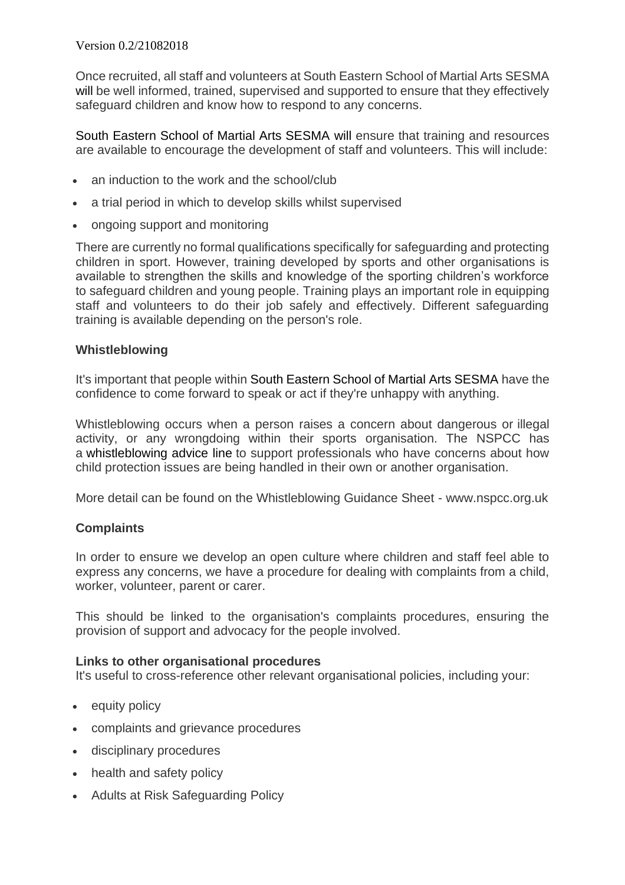Once recruited, all staff and volunteers at South Eastern School of Martial Arts SESMA will be well informed, trained, supervised and supported to ensure that they effectively safeguard children and know how to respond to any concerns.

South Eastern School of Martial Arts SESMA will ensure that training and resources are available to encourage the development of staff and volunteers. This will include:

- an induction to the work and the school/club
- a trial period in which to develop skills whilst supervised
- ongoing support and monitoring

There are currently no formal qualifications specifically for safeguarding and protecting children in sport. However, training developed by sports and other organisations is available to strengthen the skills and knowledge of the sporting children's workforce to safeguard children and young people. Training plays an important role in equipping staff and volunteers to do their job safely and effectively. Different safeguarding training is available depending on the person's role.

### Whistleblowing

It's important that people within South Eastern School of Martial Arts SESMA have the confidence to come forward to speak or act if they're unhappy with anything.

Whistleblowing occurs when a person raises a concern about dangerous or illegal activity, or any wrongdoing within their sports organisation. The NSPCC has a whistleblowing advice line to support professionals who have concerns about how child protection issues are being handled in their own or another organisation.

More detail can be found on the Whistleblowing Guidance Sheet - www.nspcc.org.uk

### Complaints

In order to ensure we develop an open culture where children and staff feel able to express any concerns, we have a procedure for dealing with complaints from a child, worker, volunteer, parent or carer.

This should be linked to the organisation's complaints procedures, ensuring the provision of support and advocacy for the people involved.

### Links to other organisational procedures

It's useful to cross-reference other relevant organisational policies, including your:

- equity policy
- complaints and grievance procedures
- disciplinary procedures
- health and safety policy
- Adults at Risk Safeguarding Policy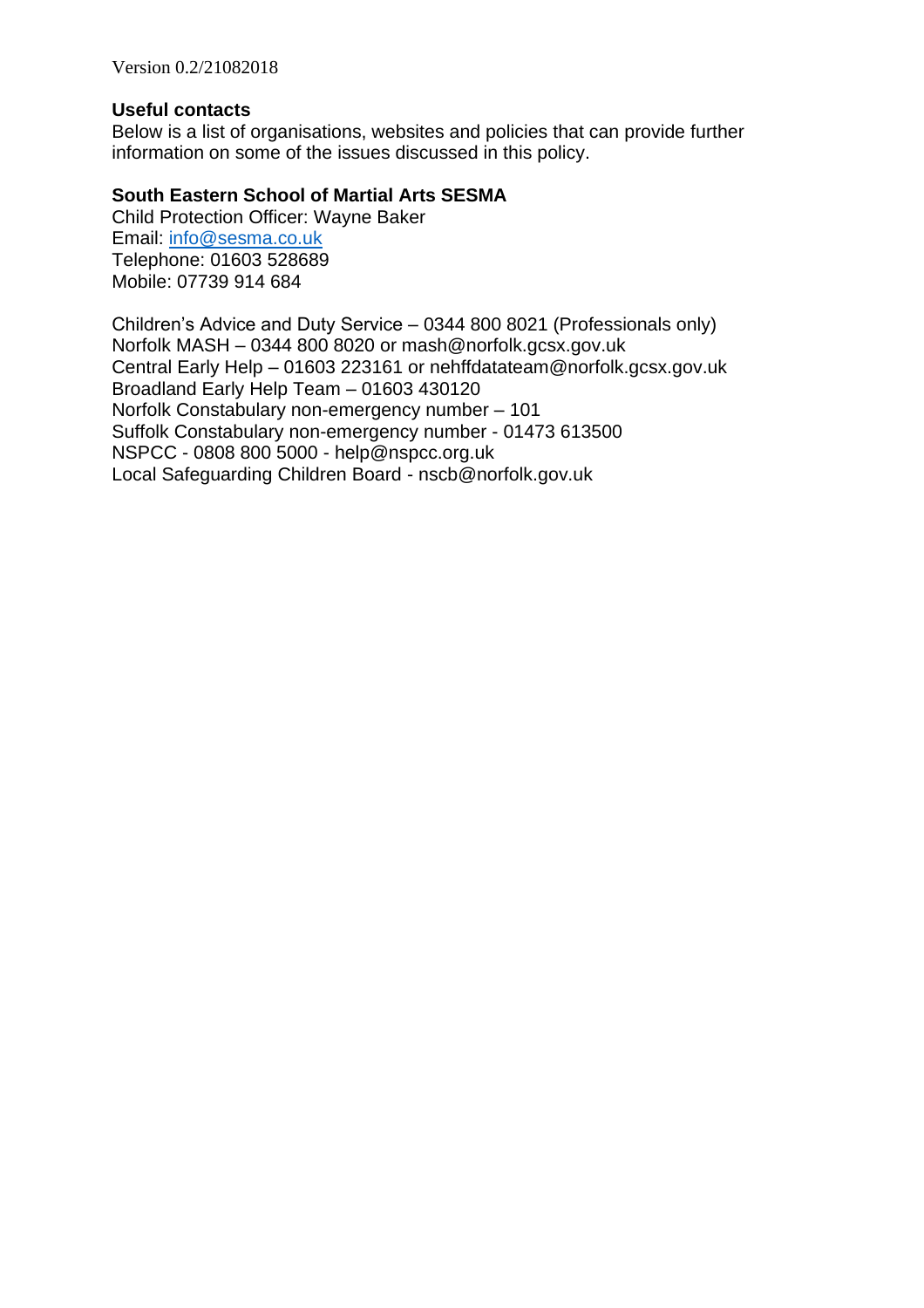Version 0.2/21082018

**Useful contacts**

Below is a list of organisations, websites and policies that can provide further information on some of the issues discussed in this policy.

**South Eastern School of Martial Arts SESMA**

Child Protection Officer: Wayne Baker
Email: info@sesma.co.uk
Telephone: 01603 528689
Mobile: 07739 914 684

Children's Advice and Duty Service – 0344 800 8021 (Professionals only)
Norfolk MASH – 0344 800 8020 or mash@norfolk.gcsx.gov.uk
Central Early Help – 01603 223161 or nehffdatateam@norfolk.gcsx.gov.uk
Broadland Early Help Team – 01603 430120
Norfolk Constabulary non-emergency number – 101
Suffolk Constabulary non-emergency number - 01473 613500
NSPCC - 0808 800 5000 - help@nspcc.org.uk
Local Safeguarding Children Board - nscb@norfolk.gov.uk